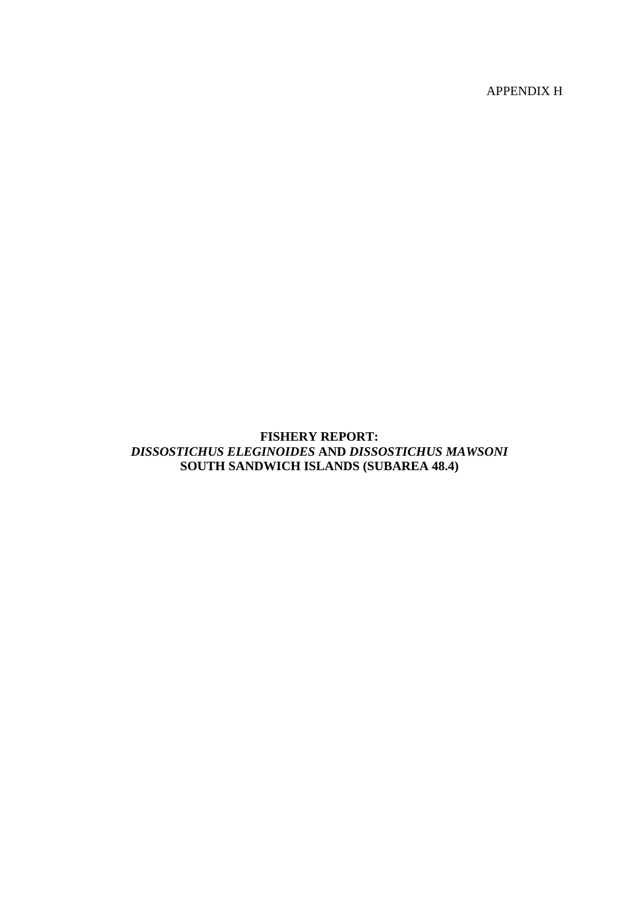APPENDIX H

# FISHERY REPORT: *DISSOSTICHUS ELEGINOIDES* AND *DISSOSTICHUS MAWSONI* SOUTH SANDWICH ISLANDS (SUBAREA 48.4)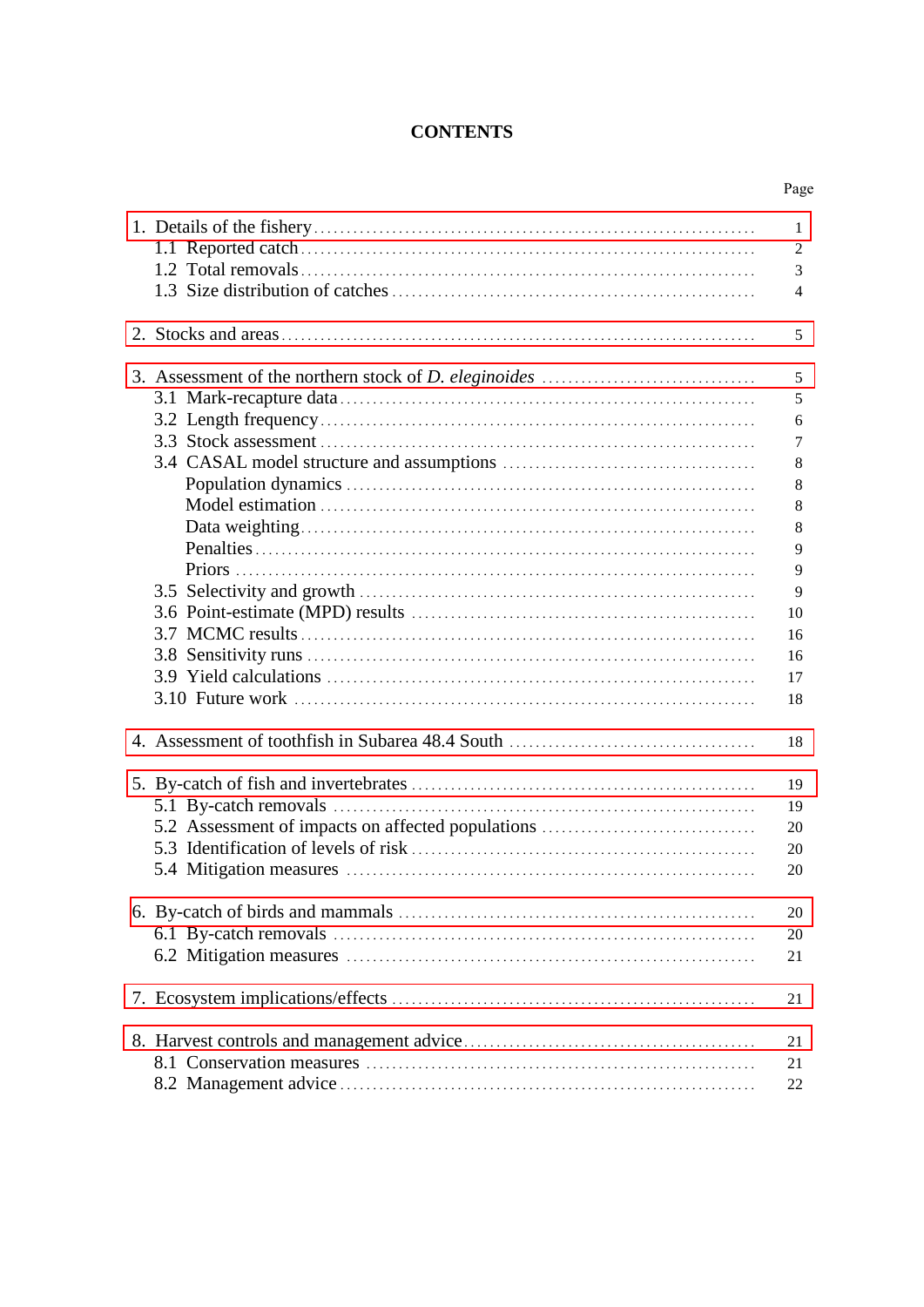# CONTENTS

| | Page |
|---|---|
| 1. Details of the fishery | 1 |
| 1.1 Reported catch | 2 |
| 1.2 Total removals | 3 |
| 1.3 Size distribution of catches | 4 |
| 2. Stocks and areas | 5 |
| 3. Assessment of the northern stock of *D. eleginoides* | 5 |
| 3.1 Mark-recapture data | 5 |
| 3.2 Length frequency | 6 |
| 3.3 Stock assessment | 7 |
| 3.4 CASAL model structure and assumptions | 8 |
| Population dynamics | 8 |
| Model estimation | 8 |
| Data weighting | 8 |
| Penalties | 9 |
| Priors | 9 |
| 3.5 Selectivity and growth | 9 |
| 3.6 Point-estimate (MPD) results | 10 |
| 3.7 MCMC results | 16 |
| 3.8 Sensitivity runs | 16 |
| 3.9 Yield calculations | 17 |
| 3.10 Future work | 18 |
| 4. Assessment of toothfish in Subarea 48.4 South | 18 |
| 5. By-catch of fish and invertebrates | 19 |
| 5.1 By-catch removals | 19 |
| 5.2 Assessment of impacts on affected populations | 20 |
| 5.3 Identification of levels of risk | 20 |
| 5.4 Mitigation measures | 20 |
| 6. By-catch of birds and mammals | 20 |
| 6.1 By-catch removals | 20 |
| 6.2 Mitigation measures | 21 |
| 7. Ecosystem implications/effects | 21 |
| 8. Harvest controls and management advice | 21 |
| 8.1 Conservation measures | 21 |
| 8.2 Management advice | 22 |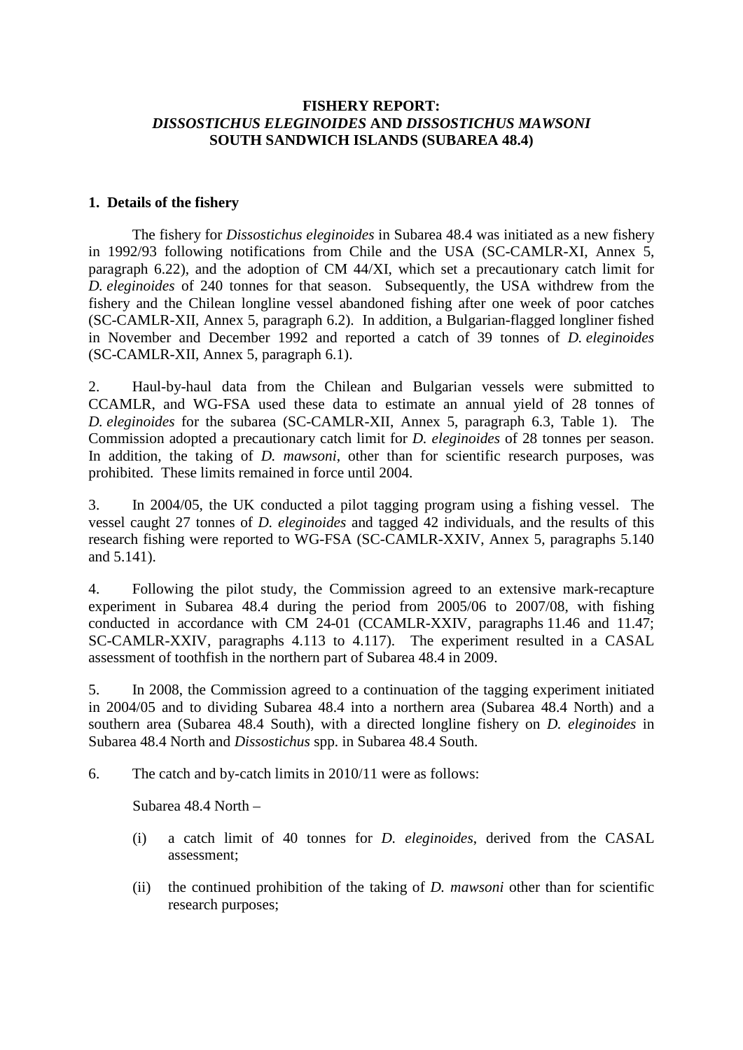**FISHERY REPORT:**
***DISSOSTICHUS ELEGINOIDES* AND *DISSOSTICHUS MAWSONI***
**SOUTH SANDWICH ISLANDS (SUBAREA 48.4)**

## 1. Details of the fishery

The fishery for *Dissostichus eleginoides* in Subarea 48.4 was initiated as a new fishery in 1992/93 following notifications from Chile and the USA (SC-CAMLR-XI, Annex 5, paragraph 6.22), and the adoption of CM 44/XI, which set a precautionary catch limit for *D. eleginoides* of 240 tonnes for that season. Subsequently, the USA withdrew from the fishery and the Chilean longline vessel abandoned fishing after one week of poor catches (SC-CAMLR-XII, Annex 5, paragraph 6.2). In addition, a Bulgarian-flagged longliner fished in November and December 1992 and reported a catch of 39 tonnes of *D. eleginoides* (SC-CAMLR-XII, Annex 5, paragraph 6.1).

2. Haul-by-haul data from the Chilean and Bulgarian vessels were submitted to CCAMLR, and WG-FSA used these data to estimate an annual yield of 28 tonnes of *D. eleginoides* for the subarea (SC-CAMLR-XII, Annex 5, paragraph 6.3, Table 1). The Commission adopted a precautionary catch limit for *D. eleginoides* of 28 tonnes per season. In addition, the taking of *D. mawsoni*, other than for scientific research purposes, was prohibited. These limits remained in force until 2004.

3. In 2004/05, the UK conducted a pilot tagging program using a fishing vessel. The vessel caught 27 tonnes of *D. eleginoides* and tagged 42 individuals, and the results of this research fishing were reported to WG-FSA (SC-CAMLR-XXIV, Annex 5, paragraphs 5.140 and 5.141).

4. Following the pilot study, the Commission agreed to an extensive mark-recapture experiment in Subarea 48.4 during the period from 2005/06 to 2007/08, with fishing conducted in accordance with CM 24-01 (CCAMLR-XXIV, paragraphs 11.46 and 11.47; SC-CAMLR-XXIV, paragraphs 4.113 to 4.117). The experiment resulted in a CASAL assessment of toothfish in the northern part of Subarea 48.4 in 2009.

5. In 2008, the Commission agreed to a continuation of the tagging experiment initiated in 2004/05 and to dividing Subarea 48.4 into a northern area (Subarea 48.4 North) and a southern area (Subarea 48.4 South), with a directed longline fishery on *D. eleginoides* in Subarea 48.4 North and *Dissostichus* spp. in Subarea 48.4 South.

6. The catch and by-catch limits in 2010/11 were as follows:

Subarea 48.4 North –

(i) a catch limit of 40 tonnes for *D. eleginoides*, derived from the CASAL assessment;

(ii) the continued prohibition of the taking of *D. mawsoni* other than for scientific research purposes;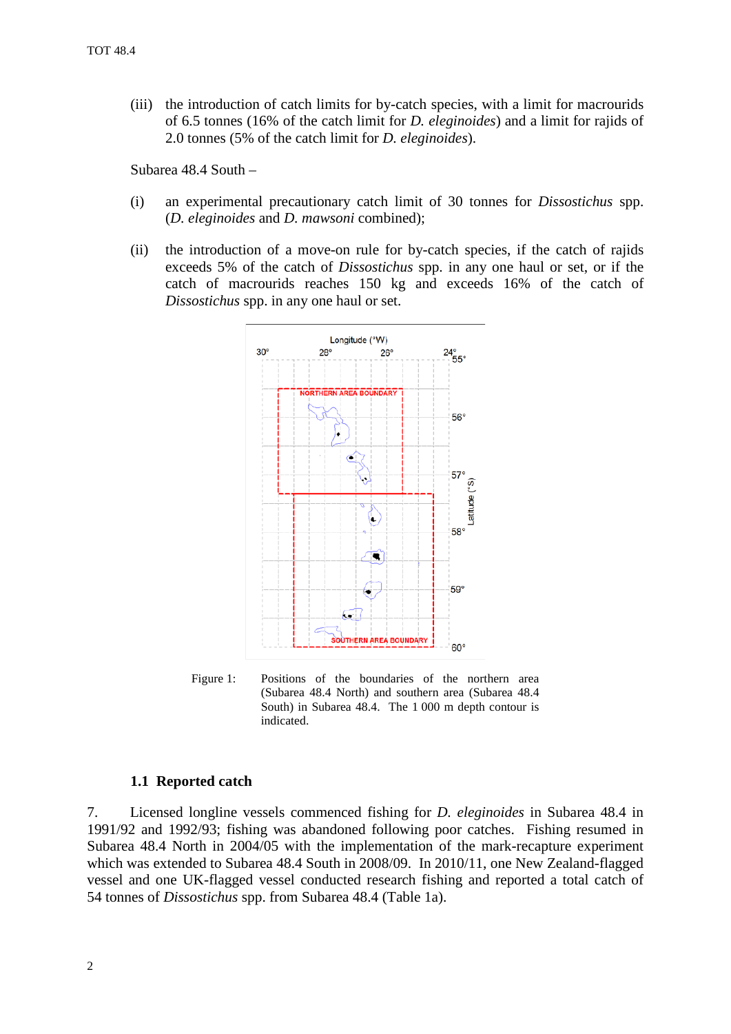(iii) the introduction of catch limits for by-catch species, with a limit for macrourids of 6.5 tonnes (16% of the catch limit for *D. eleginoides*) and a limit for rajids of 2.0 tonnes (5% of the catch limit for *D. eleginoides*).

Subarea 48.4 South –

(i) an experimental precautionary catch limit of 30 tonnes for *Dissostichus* spp. (*D. eleginoides* and *D. mawsoni* combined);

(ii) the introduction of a move-on rule for by-catch species, if the catch of rajids exceeds 5% of the catch of *Dissostichus* spp. in any one haul or set, or if the catch of macrourids reaches 150 kg and exceeds 16% of the catch of *Dissostichus* spp. in any one haul or set.

Figure 1: Positions of the boundaries of the northern area (Subarea 48.4 North) and southern area (Subarea 48.4 South) in Subarea 48.4. The 1 000 m depth contour is indicated.

### 1.1 Reported catch

7. Licensed longline vessels commenced fishing for *D. eleginoides* in Subarea 48.4 in 1991/92 and 1992/93; fishing was abandoned following poor catches. Fishing resumed in Subarea 48.4 North in 2004/05 with the implementation of the mark-recapture experiment which was extended to Subarea 48.4 South in 2008/09. In 2010/11, one New Zealand-flagged vessel and one UK-flagged vessel conducted research fishing and reported a total catch of 54 tonnes of *Dissostichus* spp. from Subarea 48.4 (Table 1a).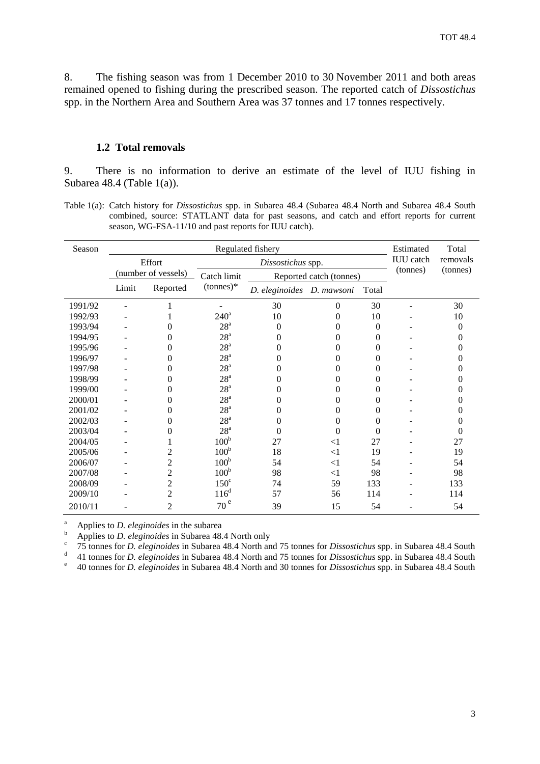8. The fishing season was from 1 December 2010 to 30 November 2011 and both areas remained opened to fishing during the prescribed season. The reported catch of *Dissostichus* spp. in the Northern Area and Southern Area was 37 tonnes and 17 tonnes respectively.

### 1.2 Total removals

9. There is no information to derive an estimate of the level of IUU fishing in Subarea 48.4 (Table 1(a)).

Table 1(a): Catch history for *Dissostichus* spp. in Subarea 48.4 (Subarea 48.4 North and Subarea 48.4 South combined, source: STATLANT data for past seasons, and catch and effort reports for current season, WG-FSA-11/10 and past reports for IUU catch).

| Season | Regulated fishery | | | | | | Estimated IUU catch (tonnes) | Total removals (tonnes) |
|---|---|---|---|---|---|---|---|---|
| | Effort (number of vessels) | | *Dissostichus* spp. | | | | | |
| | | | Catch limit (tonnes)* | Reported catch (tonnes) | | | | |
| | Limit | Reported | | *D. eleginoides* | *D. mawsoni* | Total | | |
| 1991/92 | - | 1 | - | 30 | 0 | 30 | - | 30 |
| 1992/93 | - | 1 | 240[a] | 10 | 0 | 10 | - | 10 |
| 1993/94 | - | 0 | 28[a] | 0 | 0 | 0 | - | 0 |
| 1994/95 | - | 0 | 28[a] | 0 | 0 | 0 | - | 0 |
| 1995/96 | - | 0 | 28[a] | 0 | 0 | 0 | - | 0 |
| 1996/97 | - | 0 | 28[a] | 0 | 0 | 0 | - | 0 |
| 1997/98 | - | 0 | 28[a] | 0 | 0 | 0 | - | 0 |
| 1998/99 | - | 0 | 28[a] | 0 | 0 | 0 | - | 0 |
| 1999/00 | - | 0 | 28[a] | 0 | 0 | 0 | - | 0 |
| 2000/01 | - | 0 | 28[a] | 0 | 0 | 0 | - | 0 |
| 2001/02 | - | 0 | 28[a] | 0 | 0 | 0 | - | 0 |
| 2002/03 | - | 0 | 28[a] | 0 | 0 | 0 | - | 0 |
| 2003/04 | - | 0 | 28[a] | 0 | 0 | 0 | - | 0 |
| 2004/05 | - | 1 | 100[b] | 27 | <1 | 27 | - | 27 |
| 2005/06 | - | 2 | 100[b] | 18 | <1 | 19 | - | 19 |
| 2006/07 | - | 2 | 100[b] | 54 | <1 | 54 | - | 54 |
| 2007/08 | - | 2 | 100[b] | 98 | <1 | 98 | - | 98 |
| 2008/09 | - | 2 | 150[c] | 74 | 59 | 133 | - | 133 |
| 2009/10 | - | 2 | 116[d] | 57 | 56 | 114 | - | 114 |
| 2010/11 | - | 2 | 70[e] | 39 | 15 | 54 | - | 54 |

[a] Applies to *D. eleginoides* in the subarea
[b] Applies to *D. eleginoides* in Subarea 48.4 North only
[c] 75 tonnes for *D. eleginoides* in Subarea 48.4 North and 75 tonnes for *Dissostichus* spp. in Subarea 48.4 South
[d] 41 tonnes for *D. eleginoides* in Subarea 48.4 North and 75 tonnes for *Dissostichus* spp. in Subarea 48.4 South
[e] 40 tonnes for *D. eleginoides* in Subarea 48.4 North and 30 tonnes for *Dissostichus* spp. in Subarea 48.4 South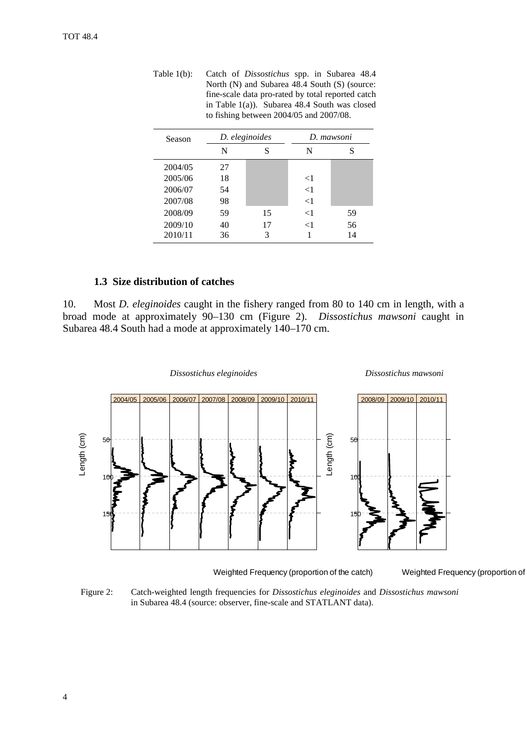Table 1(b): Catch of *Dissostichus* spp. in Subarea 48.4 North (N) and Subarea 48.4 South (S) (source: fine-scale data pro-rated by total reported catch in Table 1(a)). Subarea 48.4 South was closed to fishing between 2004/05 and 2007/08.

| Season | *D. eleginoides* | | *D. mawsoni* | |
|---|---|---|---|---|
| | N | S | N | S |
| 2004/05 | 27 | | | |
| 2005/06 | 18 | | <1 | |
| 2006/07 | 54 | | <1 | |
| 2007/08 | 98 | | <1 | |
| 2008/09 | 59 | 15 | <1 | 59 |
| 2009/10 | 40 | 17 | <1 | 56 |
| 2010/11 | 36 | 3 | 1 | 14 |

### 1.3 Size distribution of catches

10. Most *D. eleginoides* caught in the fishery ranged from 80 to 140 cm in length, with a broad mode at approximately 90–130 cm (Figure 2). *Dissostichus mawsoni* caught in Subarea 48.4 South had a mode at approximately 140–170 cm.

Figure 2: Catch-weighted length frequencies for *Dissostichus eleginoides* and *Dissostichus mawsoni* in Subarea 48.4 (source: observer, fine-scale and STATLANT data).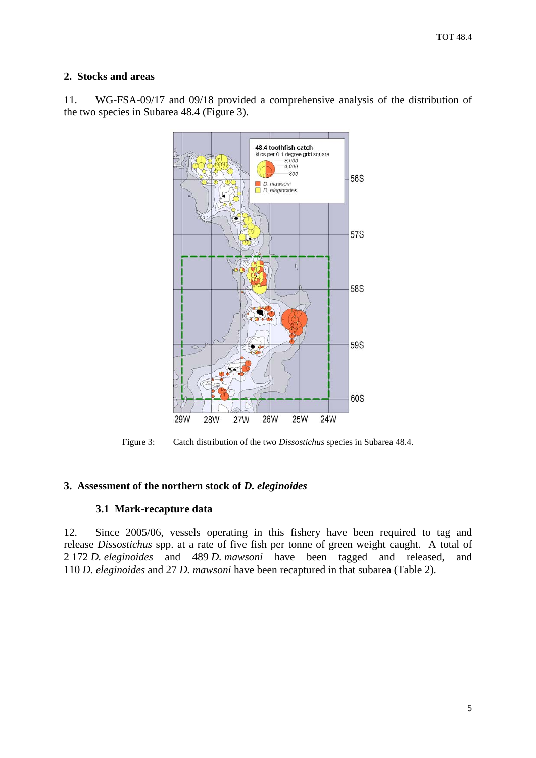## 2. Stocks and areas

11. WG-FSA-09/17 and 09/18 provided a comprehensive analysis of the distribution of the two species in Subarea 48.4 (Figure 3).

Figure 3: Catch distribution of the two *Dissostichus* species in Subarea 48.4.

## 3. Assessment of the northern stock of *D. eleginoides*

### 3.1 Mark-recapture data

12. Since 2005/06, vessels operating in this fishery have been required to tag and release *Dissostichus* spp. at a rate of five fish per tonne of green weight caught. A total of 2 172 *D. eleginoides* and 489 *D. mawsoni* have been tagged and released, and 110 *D. eleginoides* and 27 *D. mawsoni* have been recaptured in that subarea (Table 2).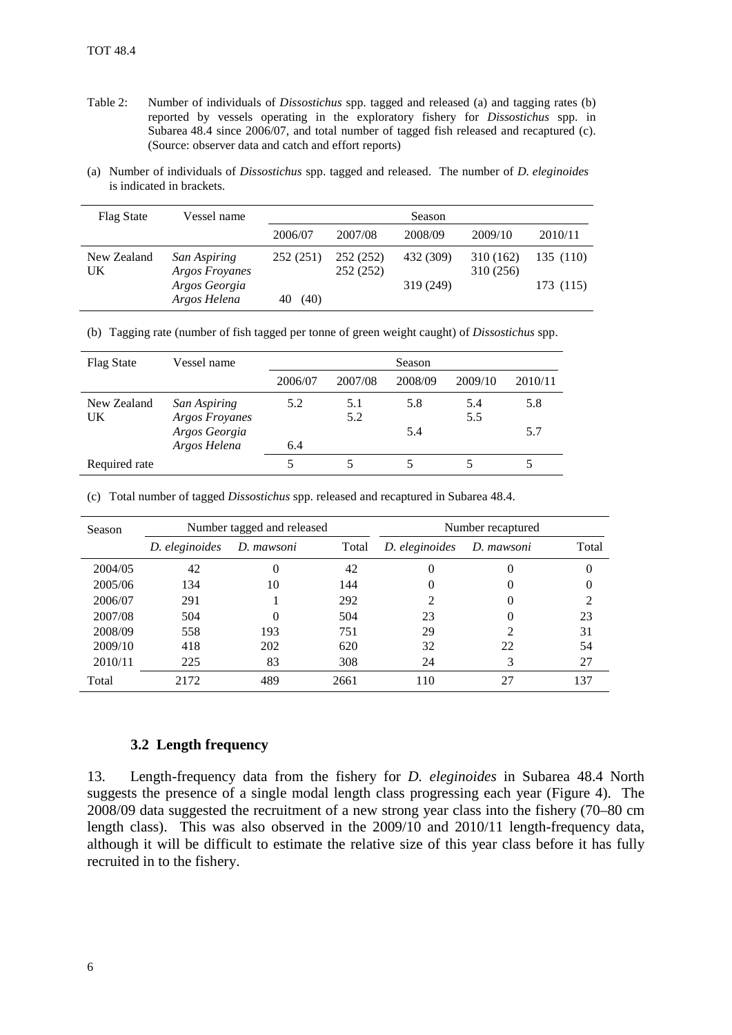Table 2: Number of individuals of *Dissostichus* spp. tagged and released (a) and tagging rates (b) reported by vessels operating in the exploratory fishery for *Dissostichus* spp. in Subarea 48.4 since 2006/07, and total number of tagged fish released and recaptured (c). (Source: observer data and catch and effort reports)

(a) Number of individuals of *Dissostichus* spp. tagged and released. The number of *D. eleginoides* is indicated in brackets.

| Flag State | Vessel name | Season | | | | |
|---|---|---|---|---|---|---|
| | | 2006/07 | 2007/08 | 2008/09 | 2009/10 | 2010/11 |
| New Zealand | *San Aspiring* | 252 (251) | 252 (252) | 432 (309) | 310 (162) | 135 (110) |
| UK | *Argos Froyanes* | | 252 (252) | | 310 (256) | |
| | *Argos Georgia* | | | 319 (249) | | 173 (115) |
| | *Argos Helena* | 40 (40) | | | | |

(b) Tagging rate (number of fish tagged per tonne of green weight caught) of *Dissostichus* spp.

| Flag State | Vessel name | Season | | | | |
|---|---|---|---|---|---|---|
| | | 2006/07 | 2007/08 | 2008/09 | 2009/10 | 2010/11 |
| New Zealand | *San Aspiring* | 5.2 | 5.1 | 5.8 | 5.4 | 5.8 |
| UK | *Argos Froyanes* | | 5.2 | | 5.5 | |
| | *Argos Georgia* | | | 5.4 | | 5.7 |
| | *Argos Helena* | 6.4 | | | | |
| Required rate | | 5 | 5 | 5 | 5 | 5 |

(c) Total number of tagged *Dissostichus* spp. released and recaptured in Subarea 48.4.

| Season | Number tagged and released | | | Number recaptured | | |
|---|---|---|---|---|---|---|
| | *D. eleginoides* | *D. mawsoni* | Total | *D. eleginoides* | *D. mawsoni* | Total |
| 2004/05 | 42 | 0 | 42 | 0 | 0 | 0 |
| 2005/06 | 134 | 10 | 144 | 0 | 0 | 0 |
| 2006/07 | 291 | 1 | 292 | 2 | 0 | 2 |
| 2007/08 | 504 | 0 | 504 | 23 | 0 | 23 |
| 2008/09 | 558 | 193 | 751 | 29 | 2 | 31 |
| 2009/10 | 418 | 202 | 620 | 32 | 22 | 54 |
| 2010/11 | 225 | 83 | 308 | 24 | 3 | 27 |
| Total | 2172 | 489 | 2661 | 110 | 27 | 137 |

### 3.2 Length frequency

13. Length-frequency data from the fishery for *D. eleginoides* in Subarea 48.4 North suggests the presence of a single modal length class progressing each year (Figure 4). The 2008/09 data suggested the recruitment of a new strong year class into the fishery (70–80 cm length class). This was also observed in the 2009/10 and 2010/11 length-frequency data, although it will be difficult to estimate the relative size of this year class before it has fully recruited in to the fishery.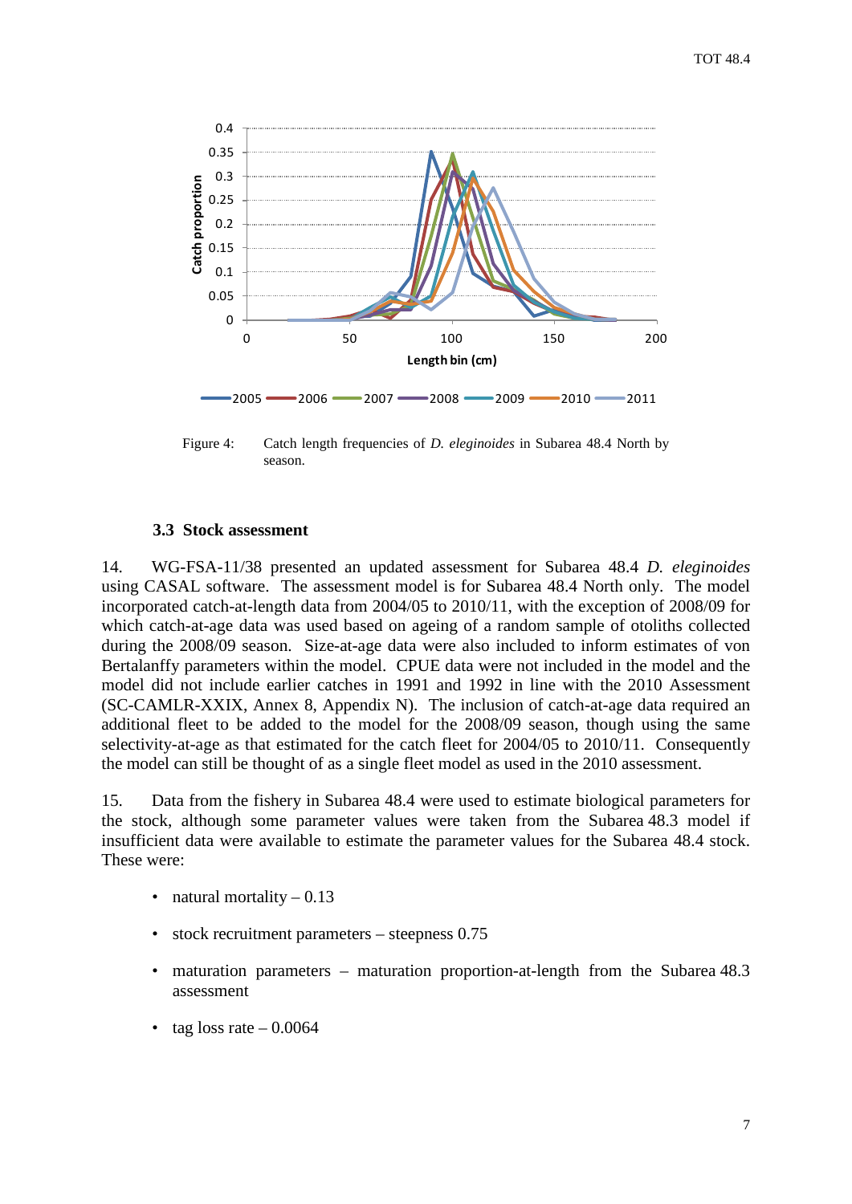Figure 4: Catch length frequencies of *D. eleginoides* in Subarea 48.4 North by season.

### 3.3 Stock assessment

14. WG-FSA-11/38 presented an updated assessment for Subarea 48.4 *D. eleginoides* using CASAL software. The assessment model is for Subarea 48.4 North only. The model incorporated catch-at-length data from 2004/05 to 2010/11, with the exception of 2008/09 for which catch-at-age data was used based on ageing of a random sample of otoliths collected during the 2008/09 season. Size-at-age data were also included to inform estimates of von Bertalanffy parameters within the model. CPUE data were not included in the model and the model did not include earlier catches in 1991 and 1992 in line with the 2010 Assessment (SC-CAMLR-XXIX, Annex 8, Appendix N). The inclusion of catch-at-age data required an additional fleet to be added to the model for the 2008/09 season, though using the same selectivity-at-age as that estimated for the catch fleet for 2004/05 to 2010/11. Consequently the model can still be thought of as a single fleet model as used in the 2010 assessment.

15. Data from the fishery in Subarea 48.4 were used to estimate biological parameters for the stock, although some parameter values were taken from the Subarea 48.3 model if insufficient data were available to estimate the parameter values for the Subarea 48.4 stock. These were:

- natural mortality – 0.13
- stock recruitment parameters – steepness 0.75
- maturation parameters – maturation proportion-at-length from the Subarea 48.3 assessment
- tag loss rate – 0.0064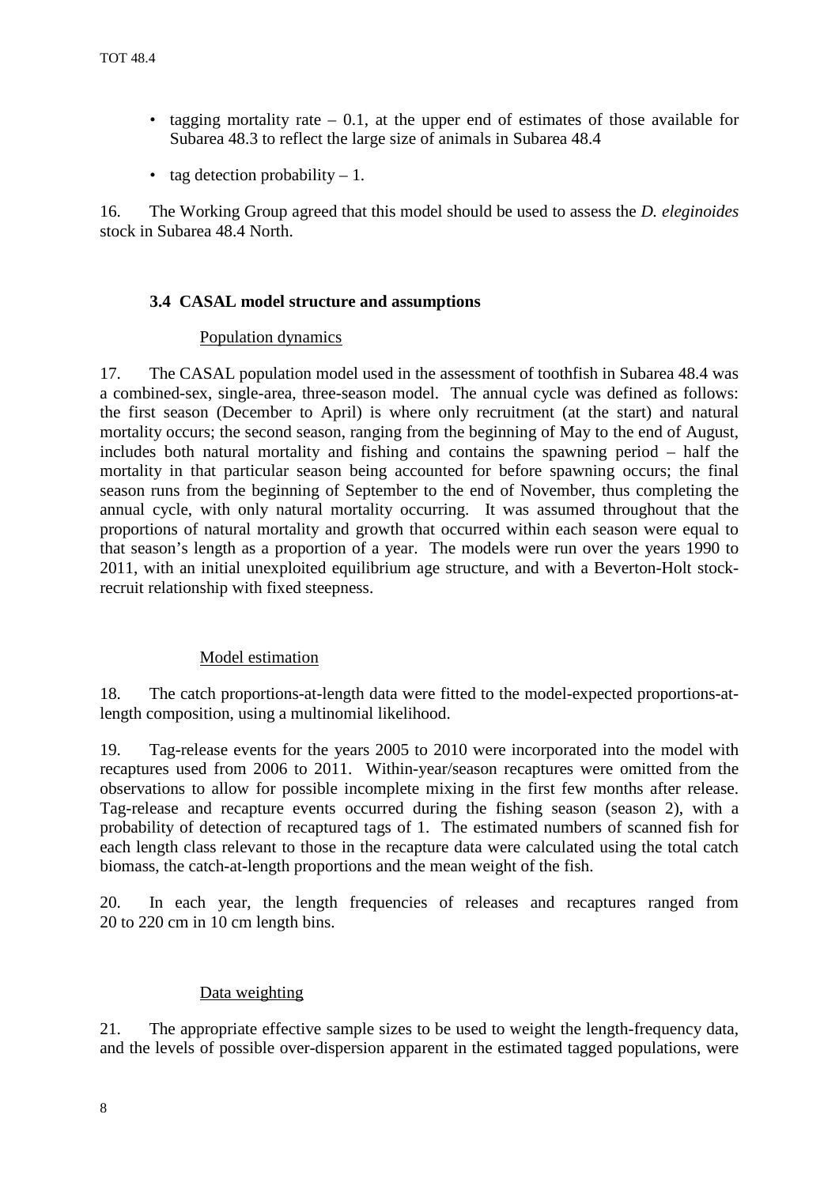- tagging mortality rate – 0.1, at the upper end of estimates of those available for Subarea 48.3 to reflect the large size of animals in Subarea 48.4
- tag detection probability – 1.

16. The Working Group agreed that this model should be used to assess the *D. eleginoides* stock in Subarea 48.4 North.

### 3.4 CASAL model structure and assumptions

Population dynamics

17. The CASAL population model used in the assessment of toothfish in Subarea 48.4 was a combined-sex, single-area, three-season model. The annual cycle was defined as follows: the first season (December to April) is where only recruitment (at the start) and natural mortality occurs; the second season, ranging from the beginning of May to the end of August, includes both natural mortality and fishing and contains the spawning period – half the mortality in that particular season being accounted for before spawning occurs; the final season runs from the beginning of September to the end of November, thus completing the annual cycle, with only natural mortality occurring. It was assumed throughout that the proportions of natural mortality and growth that occurred within each season were equal to that season's length as a proportion of a year. The models were run over the years 1990 to 2011, with an initial unexploited equilibrium age structure, and with a Beverton-Holt stock-recruit relationship with fixed steepness.

Model estimation

18. The catch proportions-at-length data were fitted to the model-expected proportions-at-length composition, using a multinomial likelihood.

19. Tag-release events for the years 2005 to 2010 were incorporated into the model with recaptures used from 2006 to 2011. Within-year/season recaptures were omitted from the observations to allow for possible incomplete mixing in the first few months after release. Tag-release and recapture events occurred during the fishing season (season 2), with a probability of detection of recaptured tags of 1. The estimated numbers of scanned fish for each length class relevant to those in the recapture data were calculated using the total catch biomass, the catch-at-length proportions and the mean weight of the fish.

20. In each year, the length frequencies of releases and recaptures ranged from 20 to 220 cm in 10 cm length bins.

Data weighting

21. The appropriate effective sample sizes to be used to weight the length-frequency data, and the levels of possible over-dispersion apparent in the estimated tagged populations, were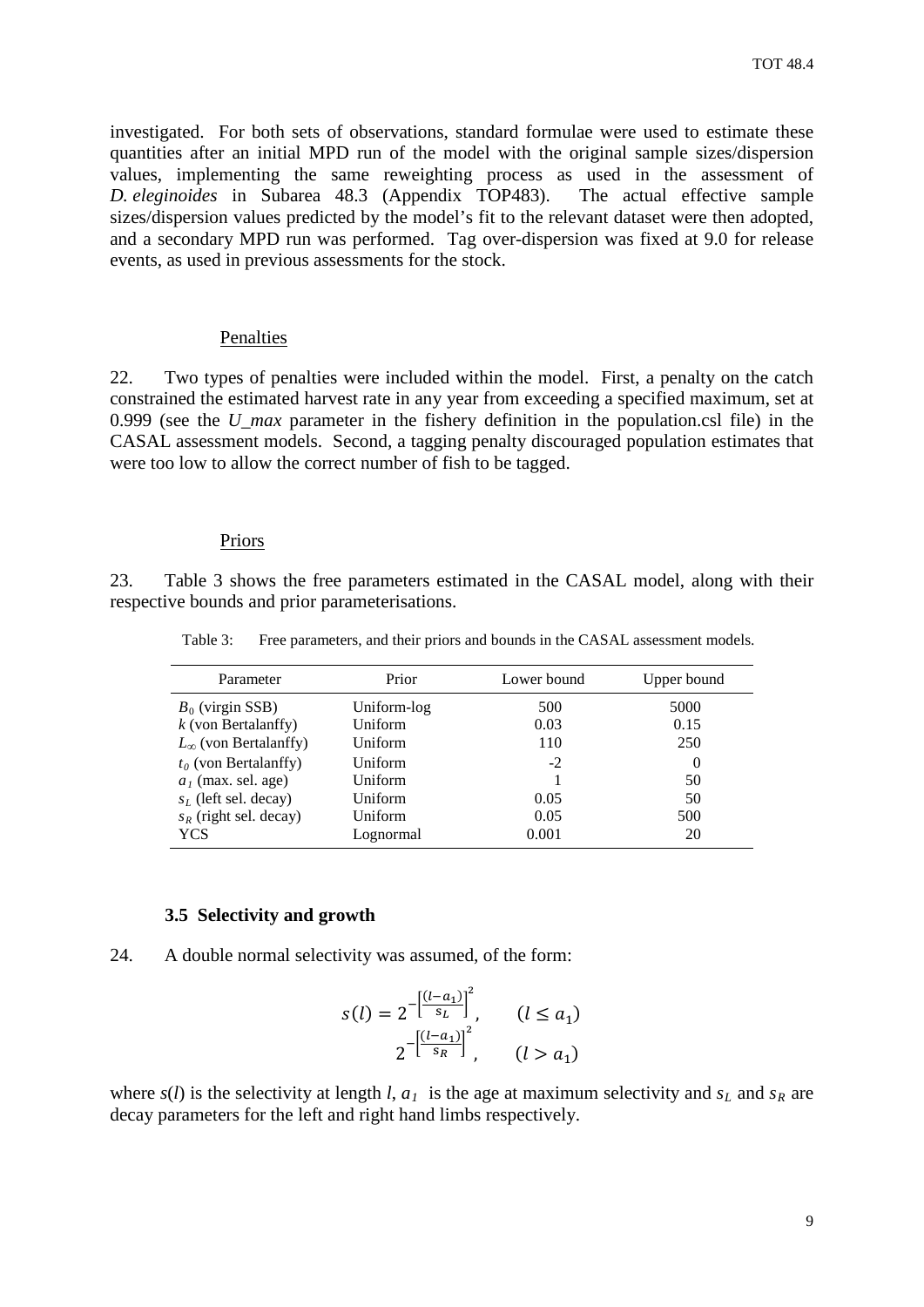investigated. For both sets of observations, standard formulae were used to estimate these quantities after an initial MPD run of the model with the original sample sizes/dispersion values, implementing the same reweighting process as used in the assessment of *D. eleginoides* in Subarea 48.3 (Appendix TOP483). The actual effective sample sizes/dispersion values predicted by the model's fit to the relevant dataset were then adopted, and a secondary MPD run was performed. Tag over-dispersion was fixed at 9.0 for release events, as used in previous assessments for the stock.

#### Penalties

22. Two types of penalties were included within the model. First, a penalty on the catch constrained the estimated harvest rate in any year from exceeding a specified maximum, set at 0.999 (see the *U_max* parameter in the fishery definition in the population.csl file) in the CASAL assessment models. Second, a tagging penalty discouraged population estimates that were too low to allow the correct number of fish to be tagged.

#### Priors

23. Table 3 shows the free parameters estimated in the CASAL model, along with their respective bounds and prior parameterisations.

Table 3: Free parameters, and their priors and bounds in the CASAL assessment models.

| Parameter | Prior | Lower bound | Upper bound |
|---|---|---|---|
| $B_0$ (virgin SSB) | Uniform-log | 500 | 5000 |
| $k$ (von Bertalanffy) | Uniform | 0.03 | 0.15 |
| $L_\infty$ (von Bertalanffy) | Uniform | 110 | 250 |
| $t_0$ (von Bertalanffy) | Uniform | -2 | 0 |
| $a_1$ (max. sel. age) | Uniform | 1 | 50 |
| $s_L$ (left sel. decay) | Uniform | 0.05 | 50 |
| $s_R$ (right sel. decay) | Uniform | 0.05 | 500 |
| YCS | Lognormal | 0.001 | 20 |

### 3.5 Selectivity and growth

24. A double normal selectivity was assumed, of the form:

$$s(l) = \begin{cases} 2^{-\left[\frac{(l-a_1)}{s_L}\right]^2}, & (l \leq a_1) \\ 2^{-\left[\frac{(l-a_1)}{s_R}\right]^2}, & (l > a_1) \end{cases}$$

where $s(l)$ is the selectivity at length $l$, $a_1$ is the age at maximum selectivity and $s_L$ and $s_R$ are decay parameters for the left and right hand limbs respectively.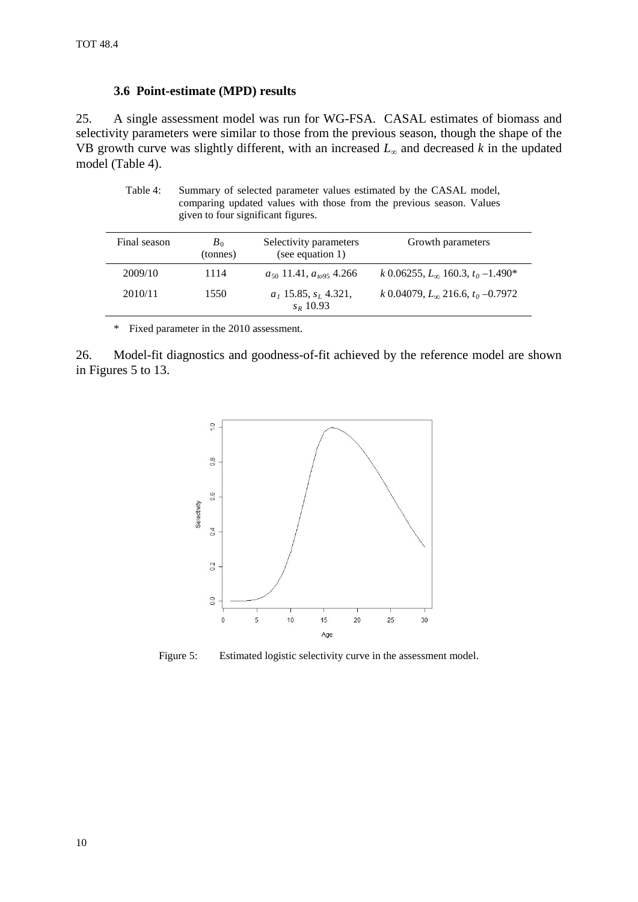### 3.6 Point-estimate (MPD) results

25. A single assessment model was run for WG-FSA. CASAL estimates of biomass and selectivity parameters were similar to those from the previous season, though the shape of the VB growth curve was slightly different, with an increased $L_\infty$ and decreased $k$ in the updated model (Table 4).

Table 4: Summary of selected parameter values estimated by the CASAL model, comparing updated values with those from the previous season. Values given to four significant figures.

| Final season | $B_0$ (tonnes) | Selectivity parameters (see equation 1) | Growth parameters |
|---|---|---|---|
| 2009/10 | 1114 | $a_{50}$ 11.41, $a_{to95}$ 4.266 | $k$ 0.06255, $L_\infty$ 160.3, $t_0$ –1.490* |
| 2010/11 | 1550 | $a_1$ 15.85, $s_L$ 4.321, $s_R$ 10.93 | $k$ 0.04079, $L_\infty$ 216.6, $t_0$ –0.7972 |

\* Fixed parameter in the 2010 assessment.

26. Model-fit diagnostics and goodness-of-fit achieved by the reference model are shown in Figures 5 to 13.

Figure 5: Estimated logistic selectivity curve in the assessment model.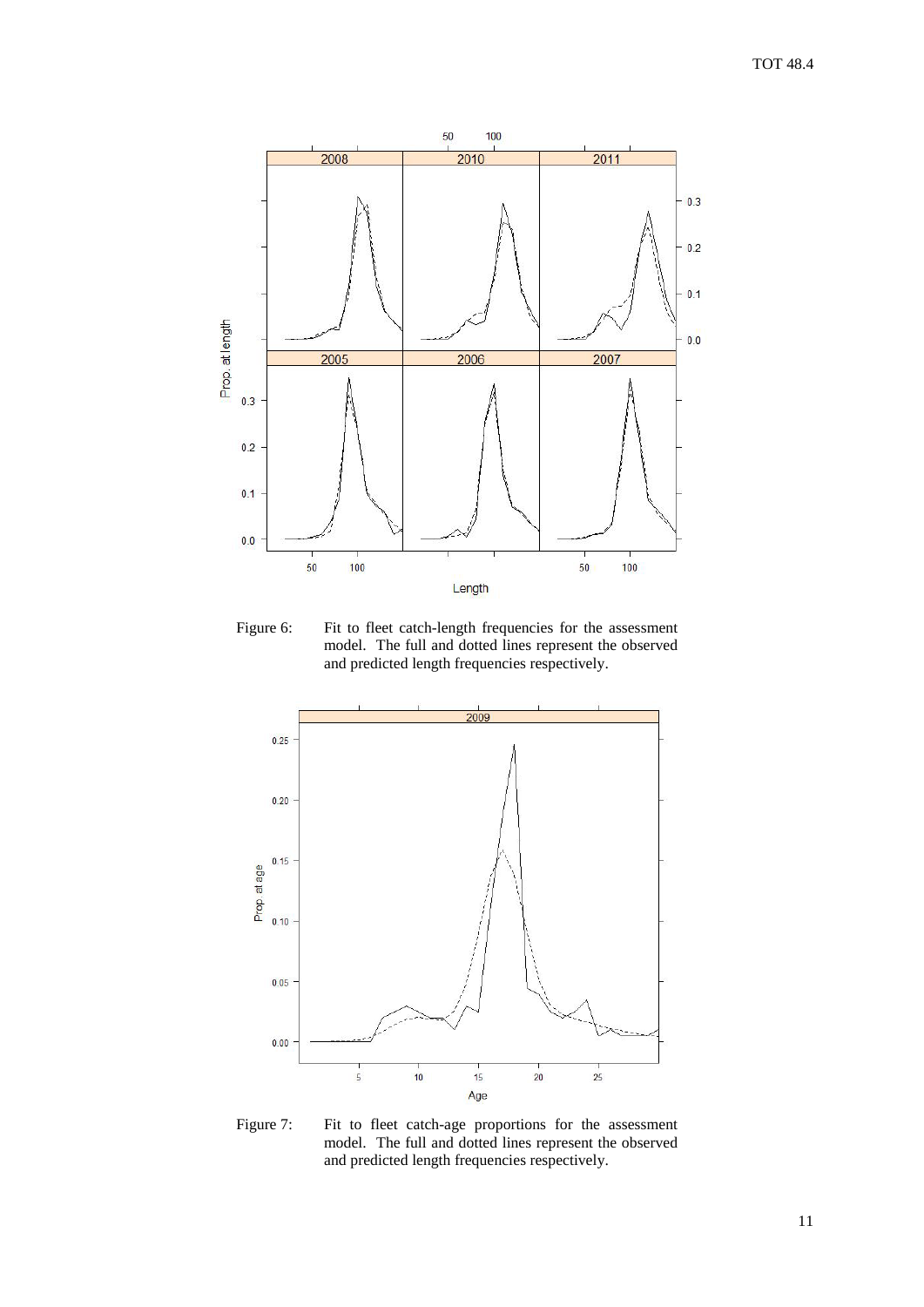Figure 6: Fit to fleet catch-length frequencies for the assessment model. The full and dotted lines represent the observed and predicted length frequencies respectively.

Figure 7: Fit to fleet catch-age proportions for the assessment model. The full and dotted lines represent the observed and predicted length frequencies respectively.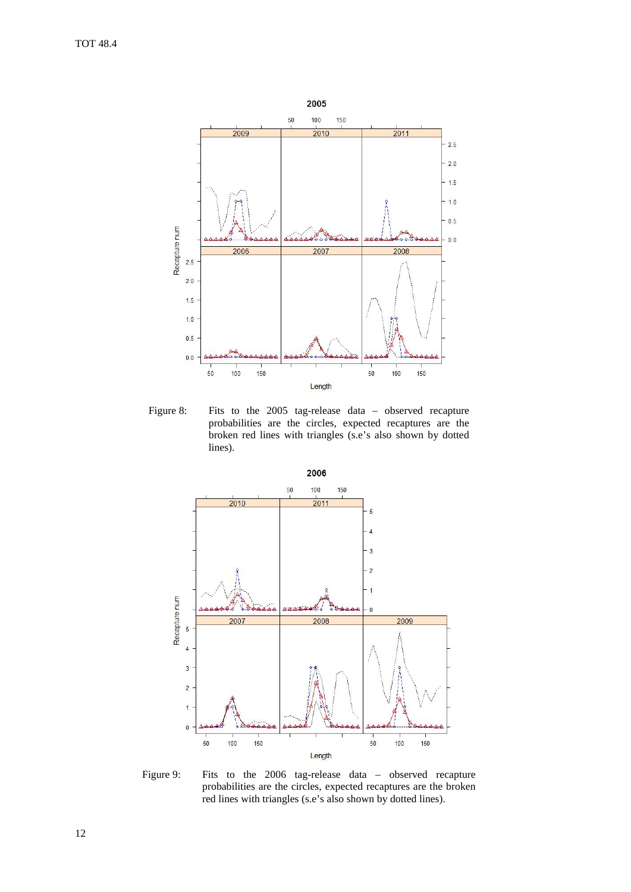Figure 8: Fits to the 2005 tag-release data – observed recapture probabilities are the circles, expected recaptures are the broken red lines with triangles (s.e's also shown by dotted lines).

Figure 9: Fits to the 2006 tag-release data – observed recapture probabilities are the circles, expected recaptures are the broken red lines with triangles (s.e's also shown by dotted lines).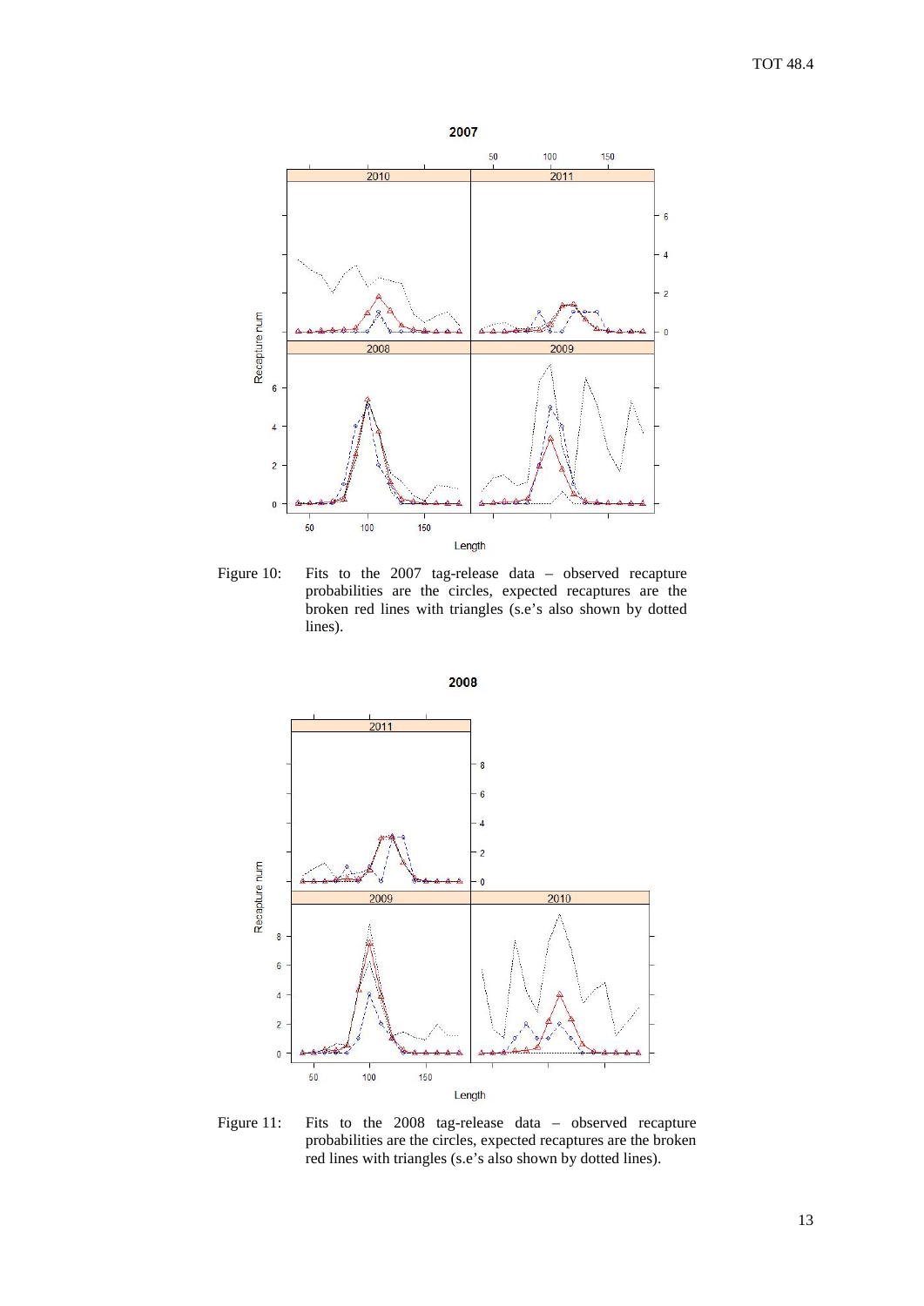Figure 10: Fits to the 2007 tag-release data – observed recapture probabilities are the circles, expected recaptures are the broken red lines with triangles (s.e's also shown by dotted lines).

Figure 11: Fits to the 2008 tag-release data – observed recapture probabilities are the circles, expected recaptures are the broken red lines with triangles (s.e's also shown by dotted lines).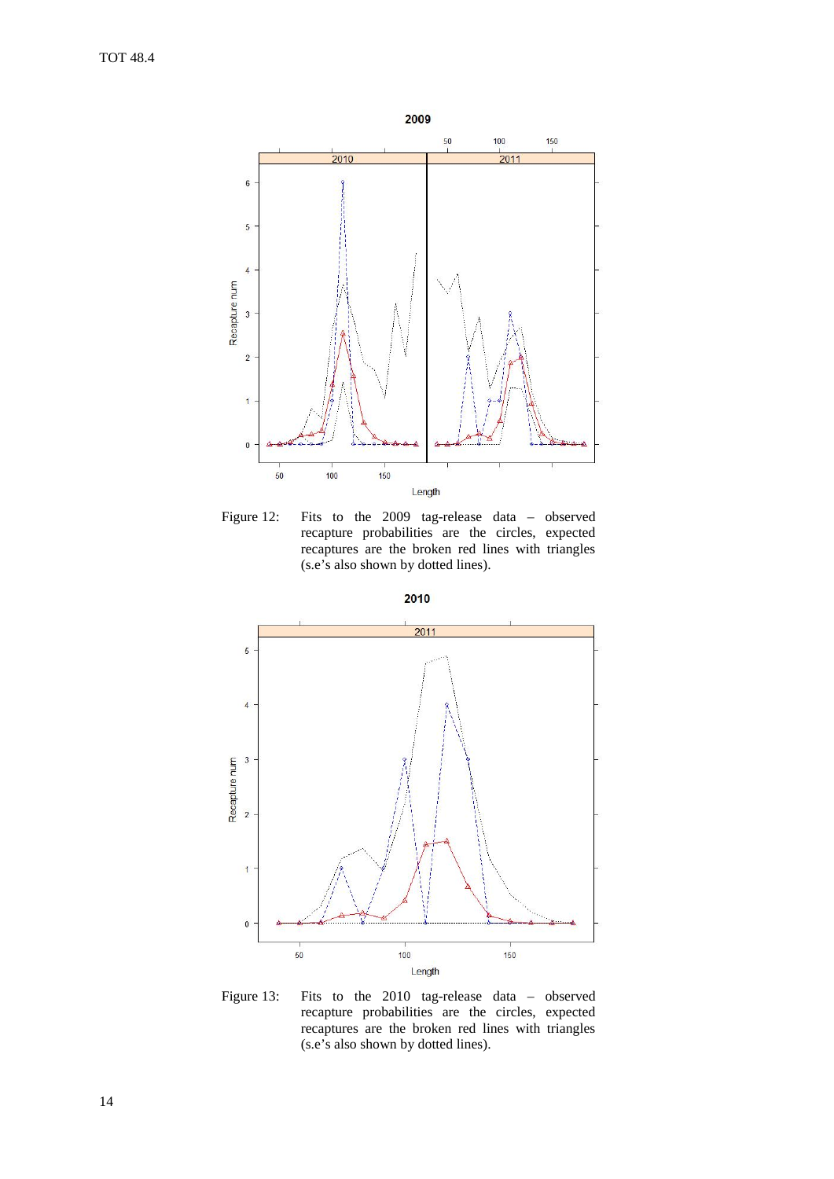Figure 12: Fits to the 2009 tag-release data – observed recapture probabilities are the circles, expected recaptures are the broken red lines with triangles (s.e's also shown by dotted lines).

Figure 13: Fits to the 2010 tag-release data – observed recapture probabilities are the circles, expected recaptures are the broken red lines with triangles (s.e's also shown by dotted lines).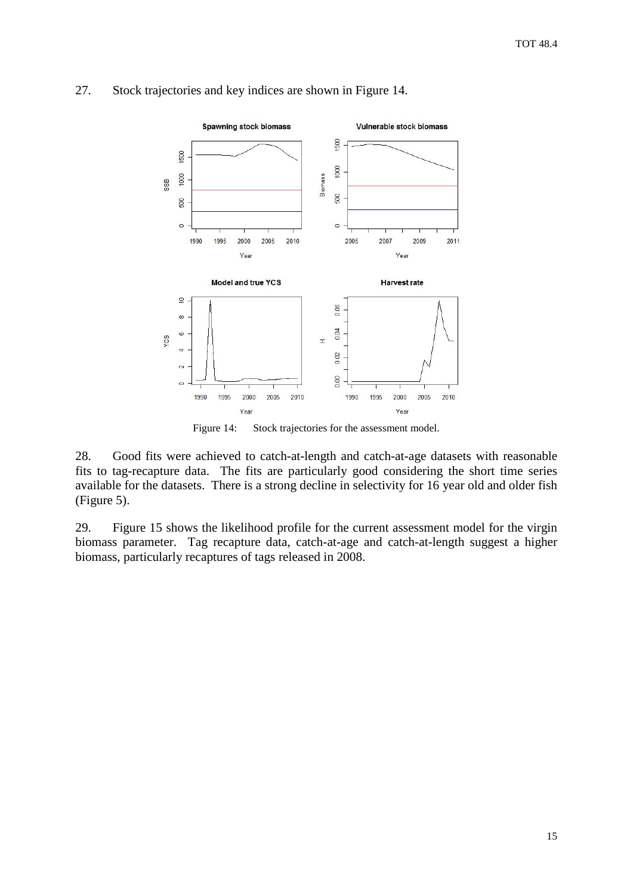27. Stock trajectories and key indices are shown in Figure 14.

Figure 14: Stock trajectories for the assessment model.

28. Good fits were achieved to catch-at-length and catch-at-age datasets with reasonable fits to tag-recapture data. The fits are particularly good considering the short time series available for the datasets. There is a strong decline in selectivity for 16 year old and older fish (Figure 5).

29. Figure 15 shows the likelihood profile for the current assessment model for the virgin biomass parameter. Tag recapture data, catch-at-age and catch-at-length suggest a higher biomass, particularly recaptures of tags released in 2008.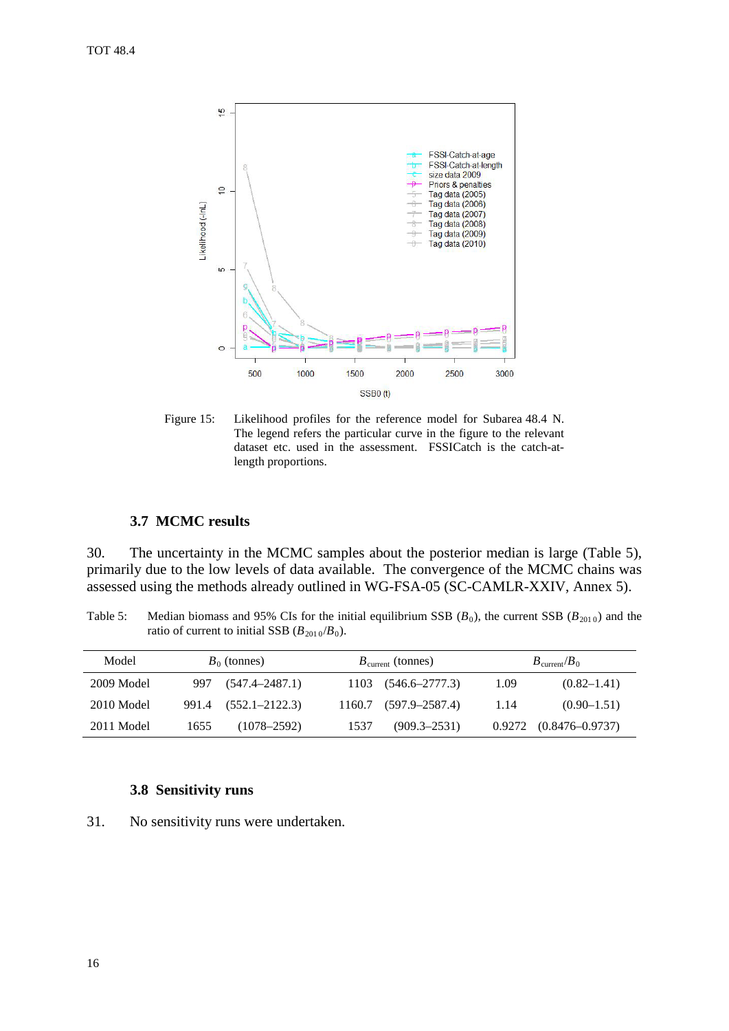Figure 15: Likelihood profiles for the reference model for Subarea 48.4 N. The legend refers the particular curve in the figure to the relevant dataset etc. used in the assessment. FSSICatch is the catch-at-length proportions.

### 3.7 MCMC results

30. The uncertainty in the MCMC samples about the posterior median is large (Table 5), primarily due to the low levels of data available. The convergence of the MCMC chains was assessed using the methods already outlined in WG-FSA-05 (SC-CAMLR-XXIV, Annex 5).

Table 5: Median biomass and 95% CIs for the initial equilibrium SSB ($B_0$), the current SSB ($B_{2010}$) and the ratio of current to initial SSB ($B_{2010}/B_0$).

| Model | $B_0$ (tonnes) | | $B_{current}$ (tonnes) | | $B_{current}/B_0$ | |
|---|---|---|---|---|---|---|
| 2009 Model | 997 | (547.4–2487.1) | 1103 | (546.6–2777.3) | 1.09 | (0.82–1.41) |
| 2010 Model | 991.4 | (552.1–2122.3) | 1160.7 | (597.9–2587.4) | 1.14 | (0.90–1.51) |
| 2011 Model | 1655 | (1078–2592) | 1537 | (909.3–2531) | 0.9272 | (0.8476–0.9737) |

### 3.8 Sensitivity runs

31. No sensitivity runs were undertaken.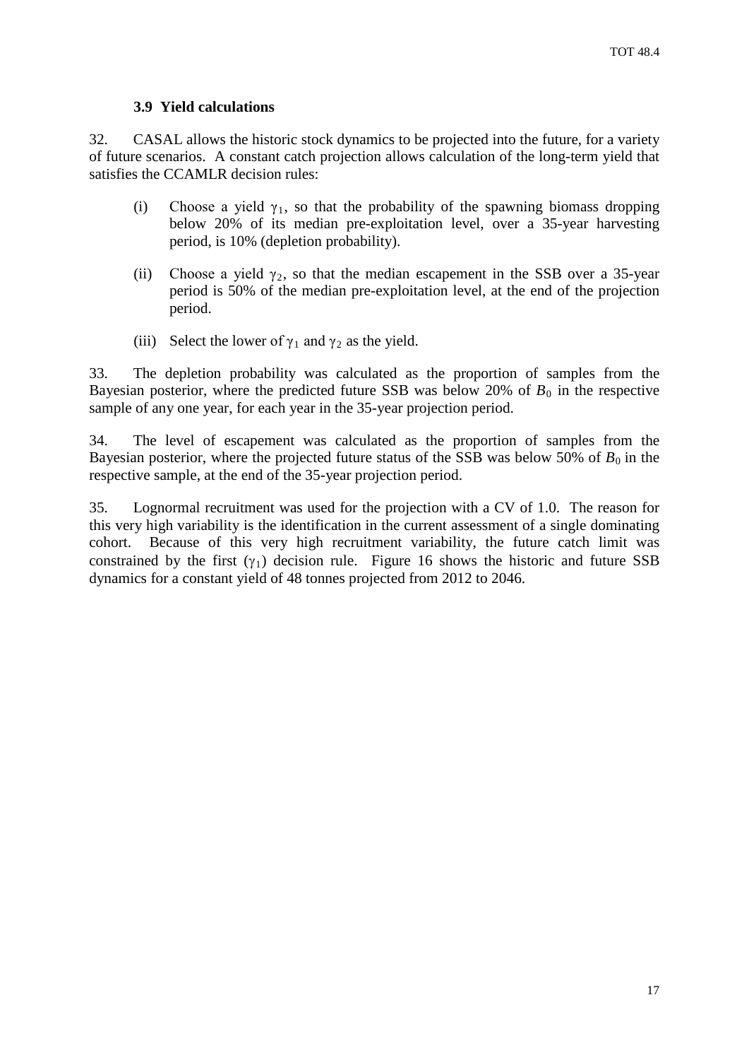### 3.9 Yield calculations

32. CASAL allows the historic stock dynamics to be projected into the future, for a variety of future scenarios. A constant catch projection allows calculation of the long-term yield that satisfies the CCAMLR decision rules:

(i) Choose a yield $\gamma_1$, so that the probability of the spawning biomass dropping below 20% of its median pre-exploitation level, over a 35-year harvesting period, is 10% (depletion probability).

(ii) Choose a yield $\gamma_2$, so that the median escapement in the SSB over a 35-year period is 50% of the median pre-exploitation level, at the end of the projection period.

(iii) Select the lower of $\gamma_1$ and $\gamma_2$ as the yield.

33. The depletion probability was calculated as the proportion of samples from the Bayesian posterior, where the predicted future SSB was below 20% of $B_0$ in the respective sample of any one year, for each year in the 35-year projection period.

34. The level of escapement was calculated as the proportion of samples from the Bayesian posterior, where the projected future status of the SSB was below 50% of $B_0$ in the respective sample, at the end of the 35-year projection period.

35. Lognormal recruitment was used for the projection with a CV of 1.0. The reason for this very high variability is the identification in the current assessment of a single dominating cohort. Because of this very high recruitment variability, the future catch limit was constrained by the first ($\gamma_1$) decision rule. Figure 16 shows the historic and future SSB dynamics for a constant yield of 48 tonnes projected from 2012 to 2046.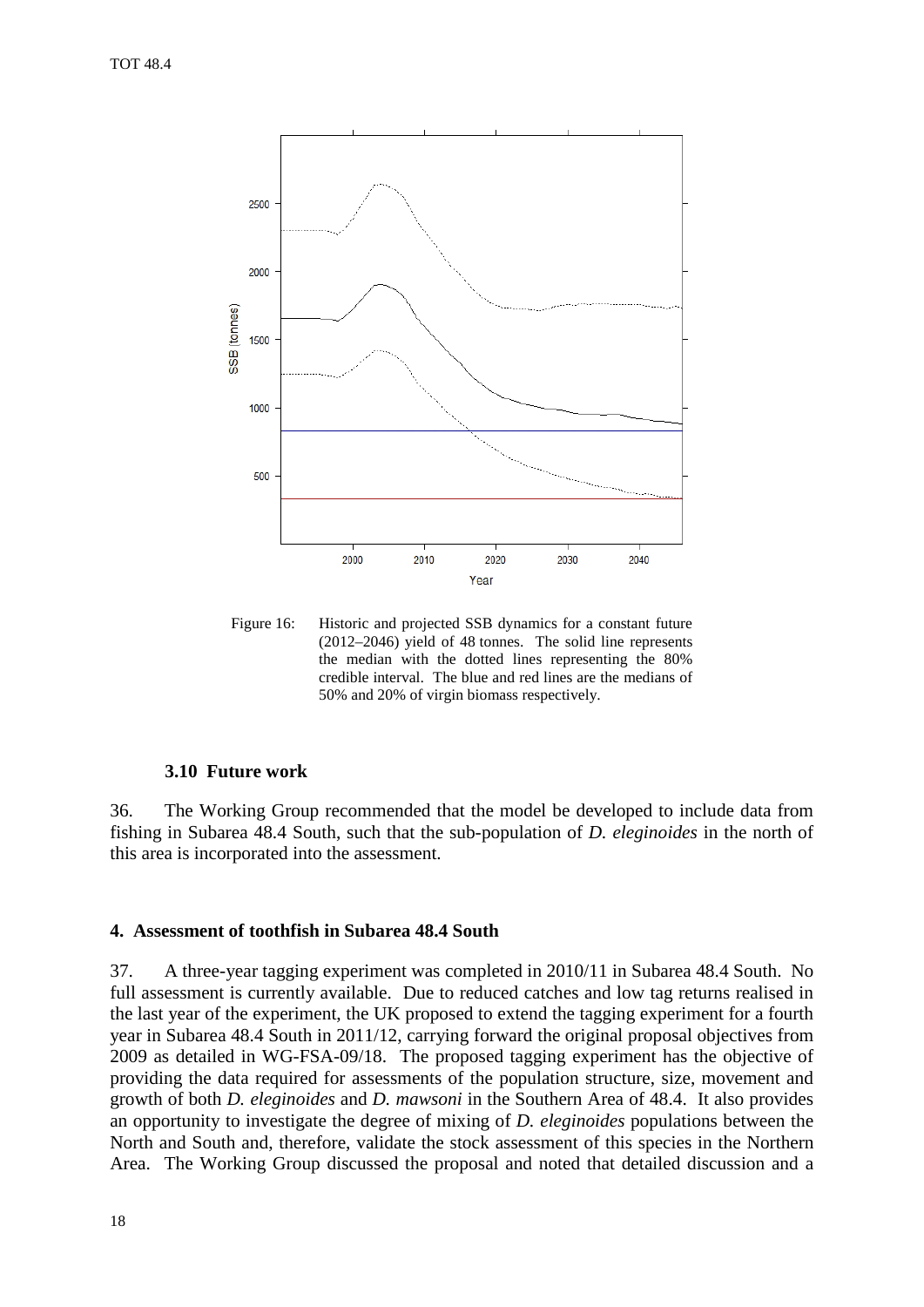Figure 16: Historic and projected SSB dynamics for a constant future (2012–2046) yield of 48 tonnes. The solid line represents the median with the dotted lines representing the 80% credible interval. The blue and red lines are the medians of 50% and 20% of virgin biomass respectively.

### 3.10 Future work

36. The Working Group recommended that the model be developed to include data from fishing in Subarea 48.4 South, such that the sub-population of *D. eleginoides* in the north of this area is incorporated into the assessment.

## 4. Assessment of toothfish in Subarea 48.4 South

37. A three-year tagging experiment was completed in 2010/11 in Subarea 48.4 South. No full assessment is currently available. Due to reduced catches and low tag returns realised in the last year of the experiment, the UK proposed to extend the tagging experiment for a fourth year in Subarea 48.4 South in 2011/12, carrying forward the original proposal objectives from 2009 as detailed in WG-FSA-09/18. The proposed tagging experiment has the objective of providing the data required for assessments of the population structure, size, movement and growth of both *D. eleginoides* and *D. mawsoni* in the Southern Area of 48.4. It also provides an opportunity to investigate the degree of mixing of *D. eleginoides* populations between the North and South and, therefore, validate the stock assessment of this species in the Northern Area. The Working Group discussed the proposal and noted that detailed discussion and a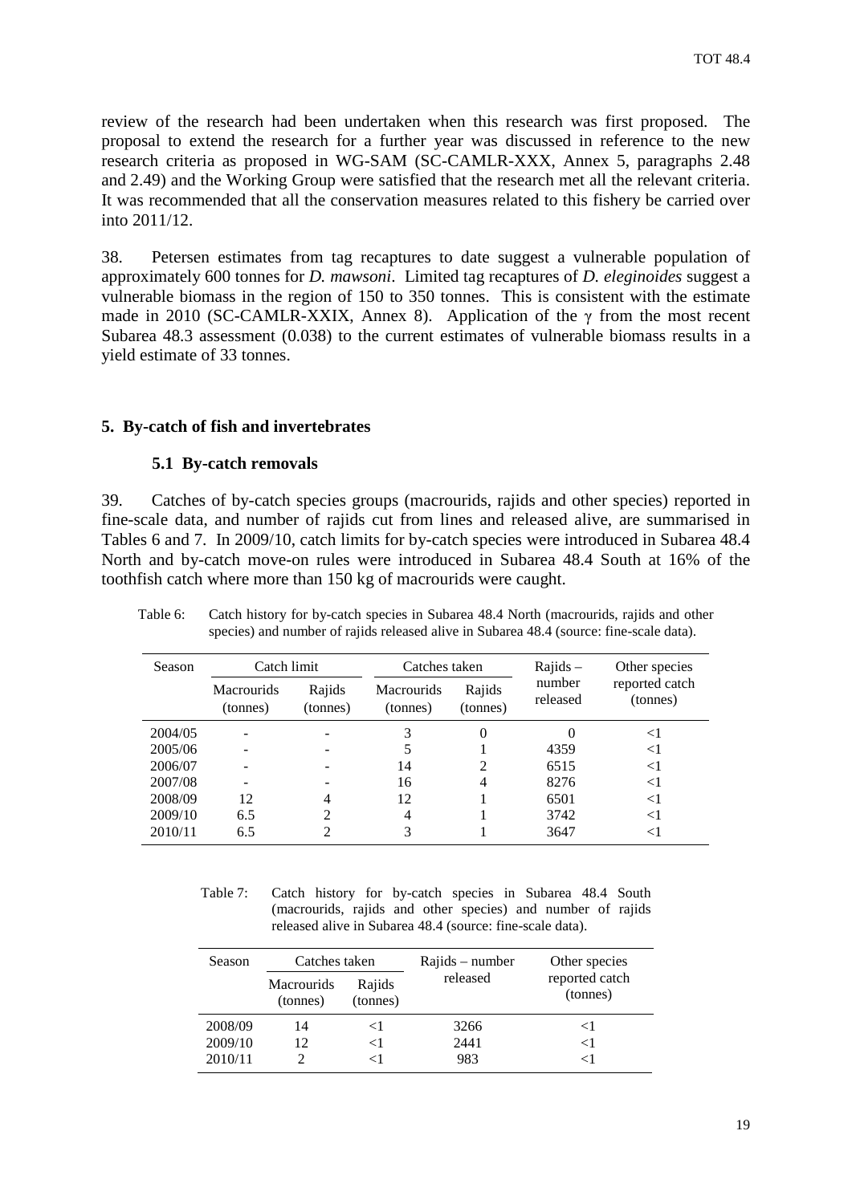review of the research had been undertaken when this research was first proposed. The proposal to extend the research for a further year was discussed in reference to the new research criteria as proposed in WG-SAM (SC-CAMLR-XXX, Annex 5, paragraphs 2.48 and 2.49) and the Working Group were satisfied that the research met all the relevant criteria. It was recommended that all the conservation measures related to this fishery be carried over into 2011/12.

38. Petersen estimates from tag recaptures to date suggest a vulnerable population of approximately 600 tonnes for *D. mawsoni*. Limited tag recaptures of *D. eleginoides* suggest a vulnerable biomass in the region of 150 to 350 tonnes. This is consistent with the estimate made in 2010 (SC-CAMLR-XXIX, Annex 8). Application of the $\gamma$ from the most recent Subarea 48.3 assessment (0.038) to the current estimates of vulnerable biomass results in a yield estimate of 33 tonnes.

## 5. By-catch of fish and invertebrates

### 5.1 By-catch removals

39. Catches of by-catch species groups (macrourids, rajids and other species) reported in fine-scale data, and number of rajids cut from lines and released alive, are summarised in Tables 6 and 7. In 2009/10, catch limits for by-catch species were introduced in Subarea 48.4 North and by-catch move-on rules were introduced in Subarea 48.4 South at 16% of the toothfish catch where more than 150 kg of macrourids were caught.

Table 6: Catch history for by-catch species in Subarea 48.4 North (macrourids, rajids and other species) and number of rajids released alive in Subarea 48.4 (source: fine-scale data).

| Season | Catch limit | | Catches taken | | Rajids – number released | Other species reported catch (tonnes) |
|---|---|---|---|---|---|---|
| | Macrourids (tonnes) | Rajids (tonnes) | Macrourids (tonnes) | Rajids (tonnes) | | |
| 2004/05 | - | - | 3 | 0 | 0 | <1 |
| 2005/06 | - | - | 5 | 1 | 4359 | <1 |
| 2006/07 | - | - | 14 | 2 | 6515 | <1 |
| 2007/08 | - | - | 16 | 4 | 8276 | <1 |
| 2008/09 | 12 | 4 | 12 | 1 | 6501 | <1 |
| 2009/10 | 6.5 | 2 | 4 | 1 | 3742 | <1 |
| 2010/11 | 6.5 | 2 | 3 | 1 | 3647 | <1 |

Table 7: Catch history for by-catch species in Subarea 48.4 South (macrourids, rajids and other species) and number of rajids released alive in Subarea 48.4 (source: fine-scale data).

| Season | Catches taken | | Rajids – number released | Other species reported catch (tonnes) |
|---|---|---|---|---|
| | Macrourids (tonnes) | Rajids (tonnes) | | |
| 2008/09 | 14 | <1 | 3266 | <1 |
| 2009/10 | 12 | <1 | 2441 | <1 |
| 2010/11 | 2 | <1 | 983 | <1 |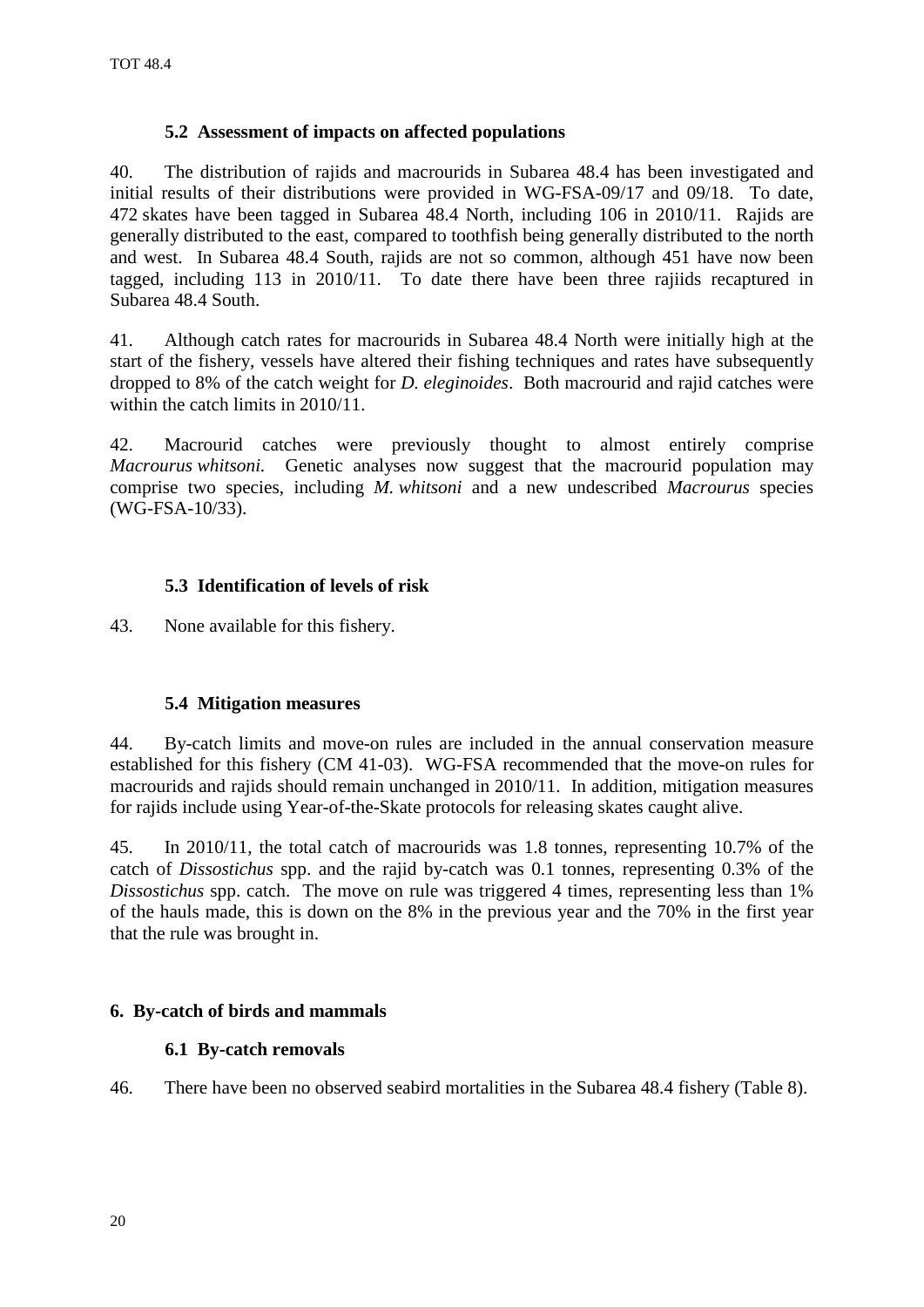### 5.2 Assessment of impacts on affected populations

40. The distribution of rajids and macrourids in Subarea 48.4 has been investigated and initial results of their distributions were provided in WG-FSA-09/17 and 09/18. To date, 472 skates have been tagged in Subarea 48.4 North, including 106 in 2010/11. Rajids are generally distributed to the east, compared to toothfish being generally distributed to the north and west. In Subarea 48.4 South, rajids are not so common, although 451 have now been tagged, including 113 in 2010/11. To date there have been three rajiids recaptured in Subarea 48.4 South.

41. Although catch rates for macrourids in Subarea 48.4 North were initially high at the start of the fishery, vessels have altered their fishing techniques and rates have subsequently dropped to 8% of the catch weight for *D. eleginoides*. Both macrourid and rajid catches were within the catch limits in 2010/11.

42. Macrourid catches were previously thought to almost entirely comprise *Macrourus whitsoni.* Genetic analyses now suggest that the macrourid population may comprise two species, including *M. whitsoni* and a new undescribed *Macrourus* species (WG-FSA-10/33).

### 5.3 Identification of levels of risk

43. None available for this fishery.

### 5.4 Mitigation measures

44. By-catch limits and move-on rules are included in the annual conservation measure established for this fishery (CM 41-03). WG-FSA recommended that the move-on rules for macrourids and rajids should remain unchanged in 2010/11. In addition, mitigation measures for rajids include using Year-of-the-Skate protocols for releasing skates caught alive.

45. In 2010/11, the total catch of macrourids was 1.8 tonnes, representing 10.7% of the catch of *Dissostichus* spp. and the rajid by-catch was 0.1 tonnes, representing 0.3% of the *Dissostichus* spp. catch. The move on rule was triggered 4 times, representing less than 1% of the hauls made, this is down on the 8% in the previous year and the 70% in the first year that the rule was brought in.

## 6. By-catch of birds and mammals

### 6.1 By-catch removals

46. There have been no observed seabird mortalities in the Subarea 48.4 fishery (Table 8).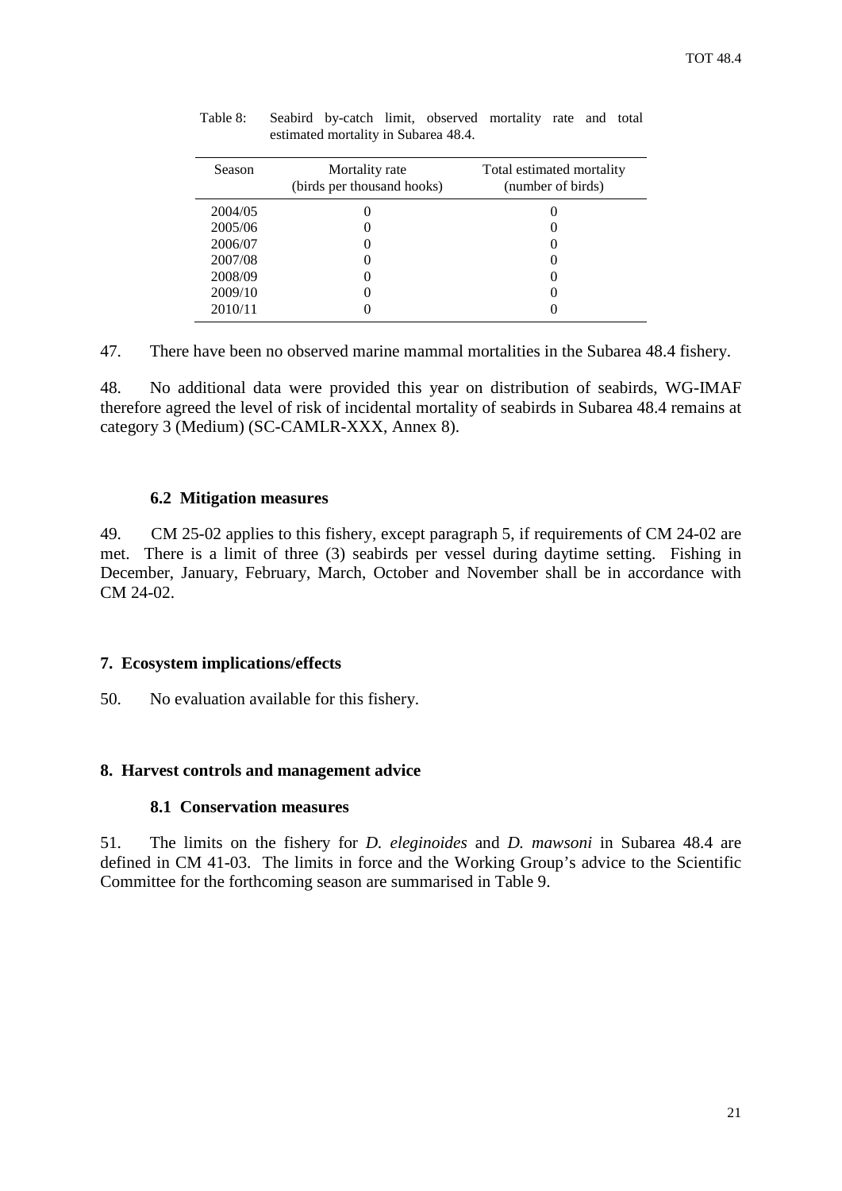Table 8: Seabird by-catch limit, observed mortality rate and total estimated mortality in Subarea 48.4.

| Season | Mortality rate (birds per thousand hooks) | Total estimated mortality (number of birds) |
|---|---|---|
| 2004/05 | 0 | 0 |
| 2005/06 | 0 | 0 |
| 2006/07 | 0 | 0 |
| 2007/08 | 0 | 0 |
| 2008/09 | 0 | 0 |
| 2009/10 | 0 | 0 |
| 2010/11 | 0 | 0 |

47. There have been no observed marine mammal mortalities in the Subarea 48.4 fishery.

48. No additional data were provided this year on distribution of seabirds, WG-IMAF therefore agreed the level of risk of incidental mortality of seabirds in Subarea 48.4 remains at category 3 (Medium) (SC-CAMLR-XXX, Annex 8).

### 6.2 Mitigation measures

49. CM 25-02 applies to this fishery, except paragraph 5, if requirements of CM 24-02 are met. There is a limit of three (3) seabirds per vessel during daytime setting. Fishing in December, January, February, March, October and November shall be in accordance with CM 24-02.

## 7. Ecosystem implications/effects

50. No evaluation available for this fishery.

## 8. Harvest controls and management advice

### 8.1 Conservation measures

51. The limits on the fishery for *D. eleginoides* and *D. mawsoni* in Subarea 48.4 are defined in CM 41-03. The limits in force and the Working Group's advice to the Scientific Committee for the forthcoming season are summarised in Table 9.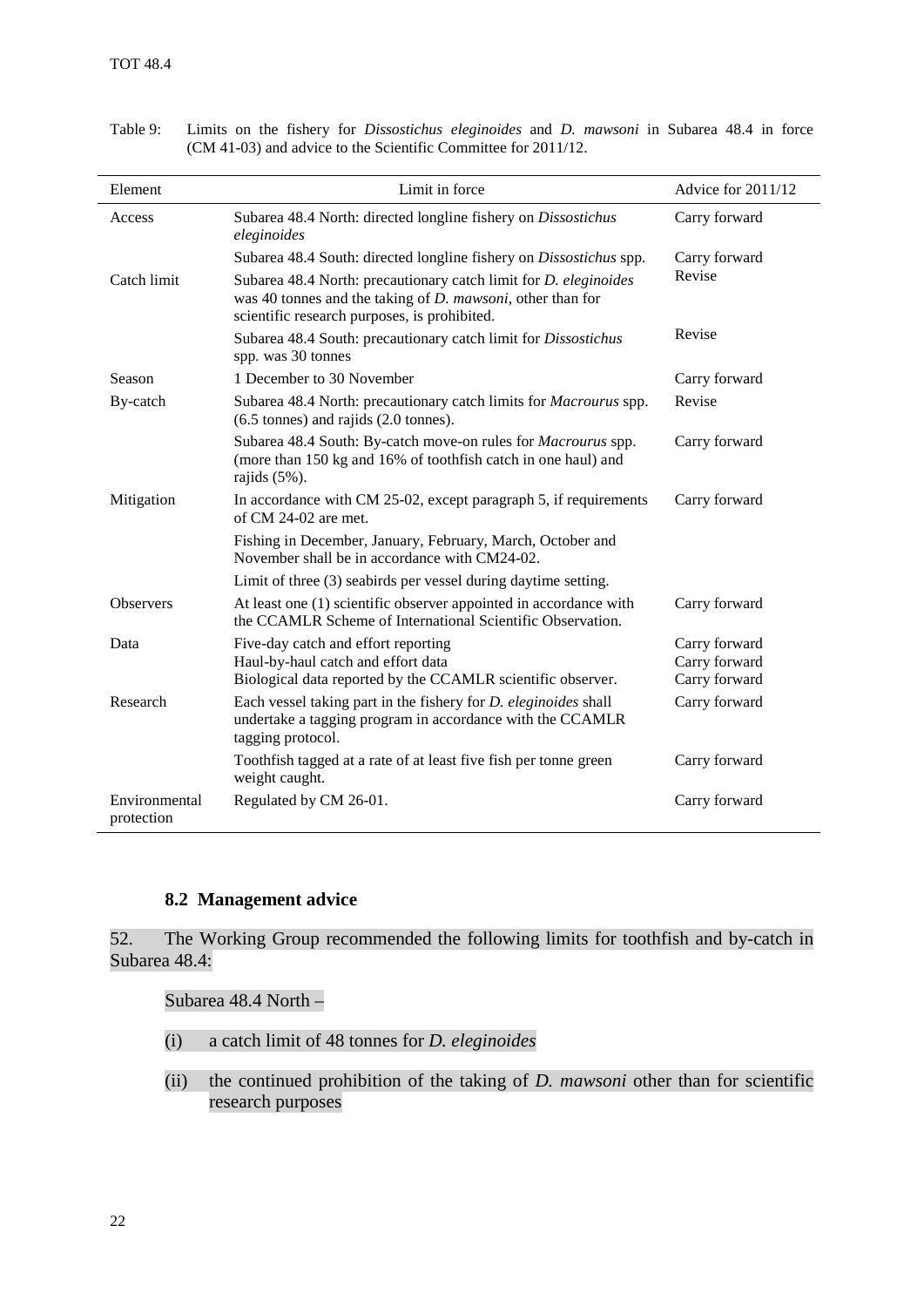Table 9: Limits on the fishery for *Dissostichus eleginoides* and *D. mawsoni* in Subarea 48.4 in force (CM 41-03) and advice to the Scientific Committee for 2011/12.

| Element | Limit in force | Advice for 2011/12 |
|---|---|---|
| Access | Subarea 48.4 North: directed longline fishery on *Dissostichus eleginoides* | Carry forward |
| | Subarea 48.4 South: directed longline fishery on *Dissostichus* spp. | Carry forward |
| Catch limit | Subarea 48.4 North: precautionary catch limit for *D. eleginoides* was 40 tonnes and the taking of *D. mawsoni*, other than for scientific research purposes, is prohibited. | Revise |
| | Subarea 48.4 South: precautionary catch limit for *Dissostichus* spp. was 30 tonnes | Revise |
| Season | 1 December to 30 November | Carry forward |
| By-catch | Subarea 48.4 North: precautionary catch limits for *Macrourus* spp. (6.5 tonnes) and rajids (2.0 tonnes). | Revise |
| | Subarea 48.4 South: By-catch move-on rules for *Macrourus* spp. (more than 150 kg and 16% of toothfish catch in one haul) and rajids (5%). | Carry forward |
| Mitigation | In accordance with CM 25-02, except paragraph 5, if requirements of CM 24-02 are met. | Carry forward |
| | Fishing in December, January, February, March, October and November shall be in accordance with CM24-02. | |
| | Limit of three (3) seabirds per vessel during daytime setting. | |
| Observers | At least one (1) scientific observer appointed in accordance with the CCAMLR Scheme of International Scientific Observation. | Carry forward |
| Data | Five-day catch and effort reporting<br>Haul-by-haul catch and effort data<br>Biological data reported by the CCAMLR scientific observer. | Carry forward<br>Carry forward<br>Carry forward |
| Research | Each vessel taking part in the fishery for *D. eleginoides* shall undertake a tagging program in accordance with the CCAMLR tagging protocol. | Carry forward |
| | Toothfish tagged at a rate of at least five fish per tonne green weight caught. | Carry forward |
| Environmental protection | Regulated by CM 26-01. | Carry forward |

### 8.2 Management advice

52. The Working Group recommended the following limits for toothfish and by-catch in Subarea 48.4:

Subarea 48.4 North –

(i) a catch limit of 48 tonnes for *D. eleginoides*

(ii) the continued prohibition of the taking of *D. mawsoni* other than for scientific research purposes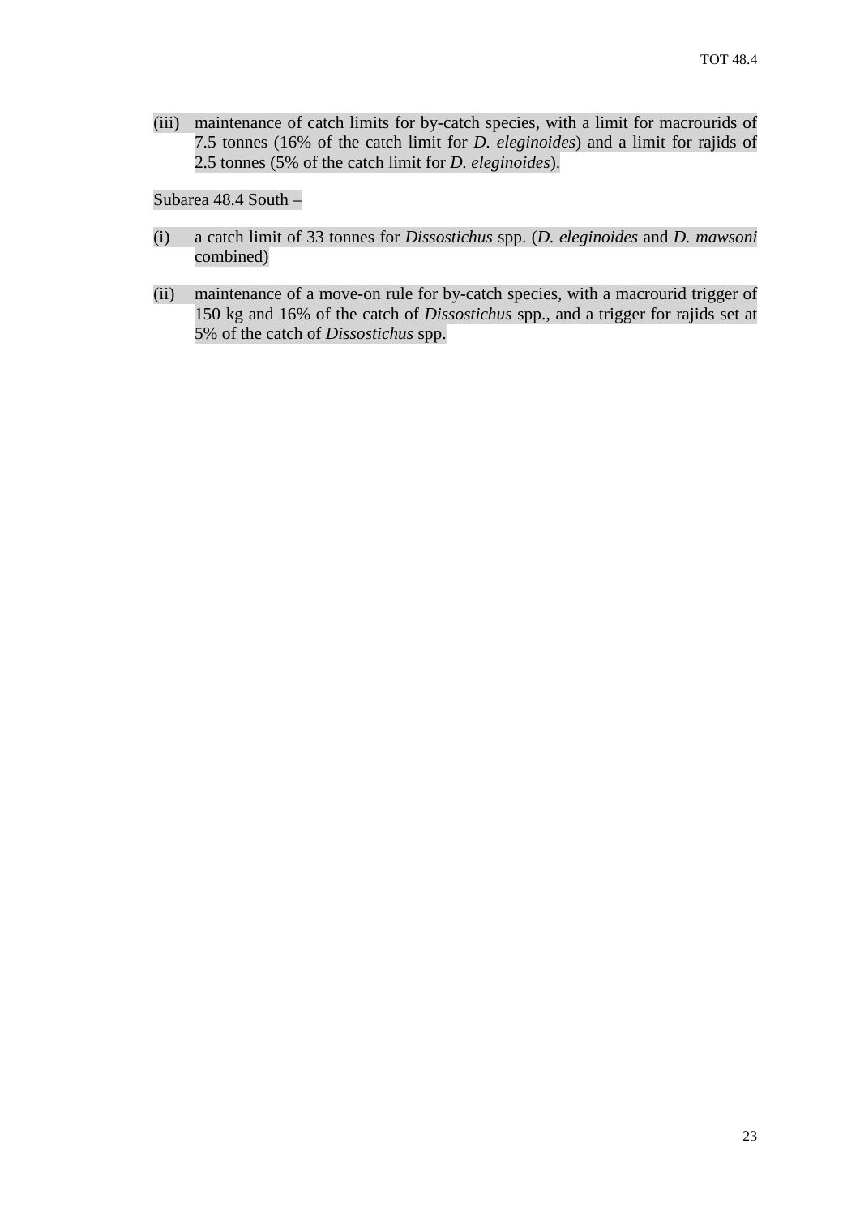(iii) maintenance of catch limits for by-catch species, with a limit for macrourids of 7.5 tonnes (16% of the catch limit for *D. eleginoides*) and a limit for rajids of 2.5 tonnes (5% of the catch limit for *D. eleginoides*).

Subarea 48.4 South –

(i) a catch limit of 33 tonnes for *Dissostichus* spp. (*D. eleginoides* and *D. mawsoni* combined)

(ii) maintenance of a move-on rule for by-catch species, with a macrourid trigger of 150 kg and 16% of the catch of *Dissostichus* spp., and a trigger for rajids set at 5% of the catch of *Dissostichus* spp.